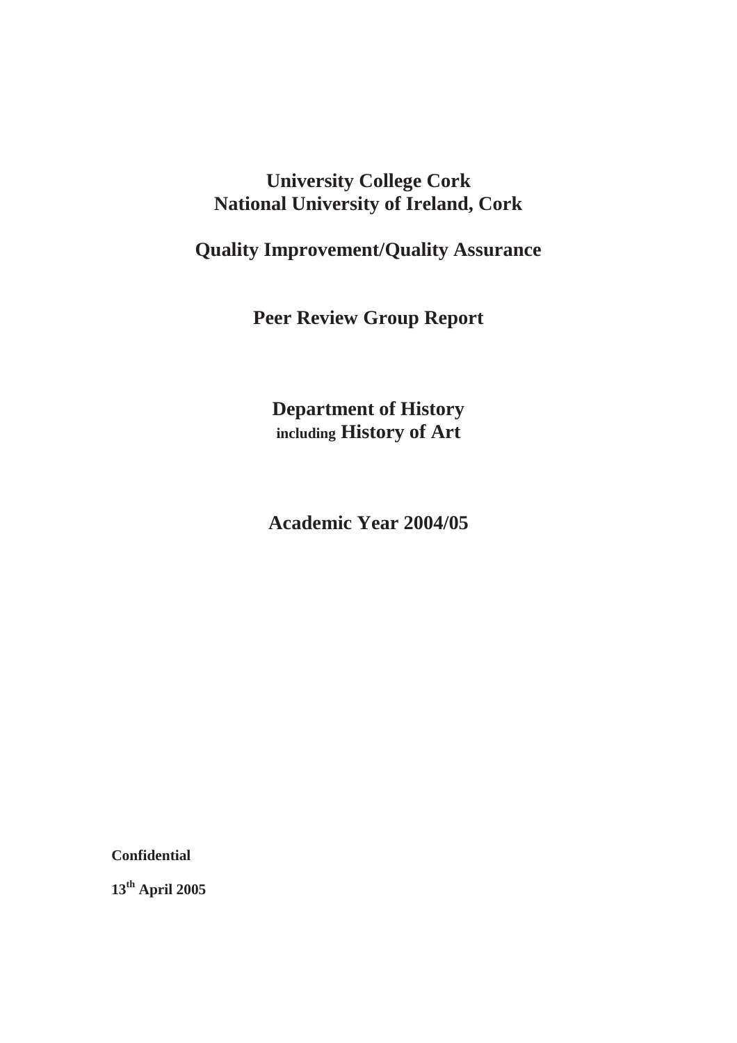# University College Cork
# National University of Ireland, Cork

## Quality Improvement/Quality Assurance

## Peer Review Group Report

## Department of History
## including History of Art

## Academic Year 2004/05

**Confidential**

**13th April 2005**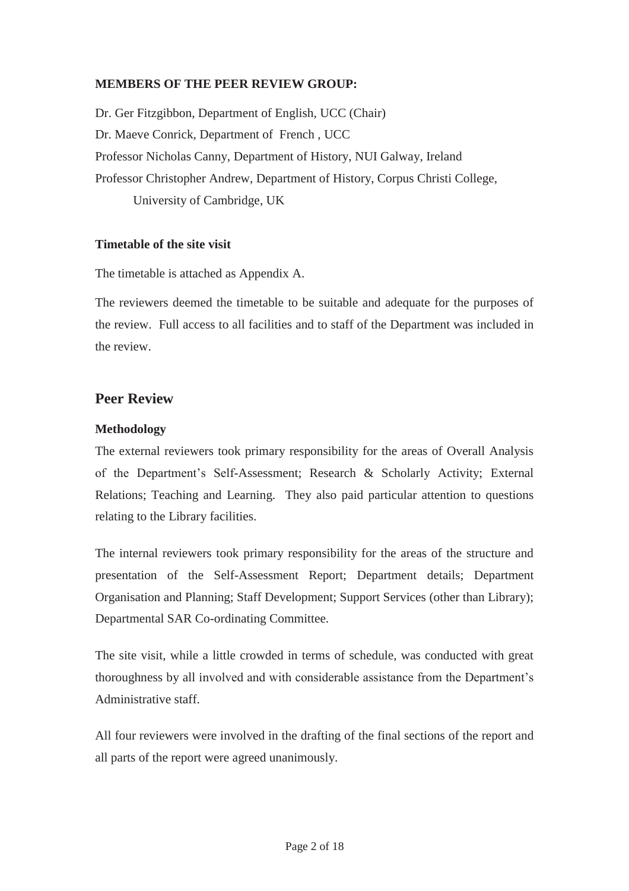**MEMBERS OF THE PEER REVIEW GROUP:**

Dr. Ger Fitzgibbon, Department of English, UCC (Chair)

Dr. Maeve Conrick, Department of French , UCC

Professor Nicholas Canny, Department of History, NUI Galway, Ireland

Professor Christopher Andrew, Department of History, Corpus Christi College, University of Cambridge, UK

**Timetable of the site visit**

The timetable is attached as Appendix A.

The reviewers deemed the timetable to be suitable and adequate for the purposes of the review. Full access to all facilities and to staff of the Department was included in the review.

## Peer Review

**Methodology**

The external reviewers took primary responsibility for the areas of Overall Analysis of the Department's Self-Assessment; Research & Scholarly Activity; External Relations; Teaching and Learning. They also paid particular attention to questions relating to the Library facilities.

The internal reviewers took primary responsibility for the areas of the structure and presentation of the Self-Assessment Report; Department details; Department Organisation and Planning; Staff Development; Support Services (other than Library); Departmental SAR Co-ordinating Committee.

The site visit, while a little crowded in terms of schedule, was conducted with great thoroughness by all involved and with considerable assistance from the Department's Administrative staff.

All four reviewers were involved in the drafting of the final sections of the report and all parts of the report were agreed unanimously.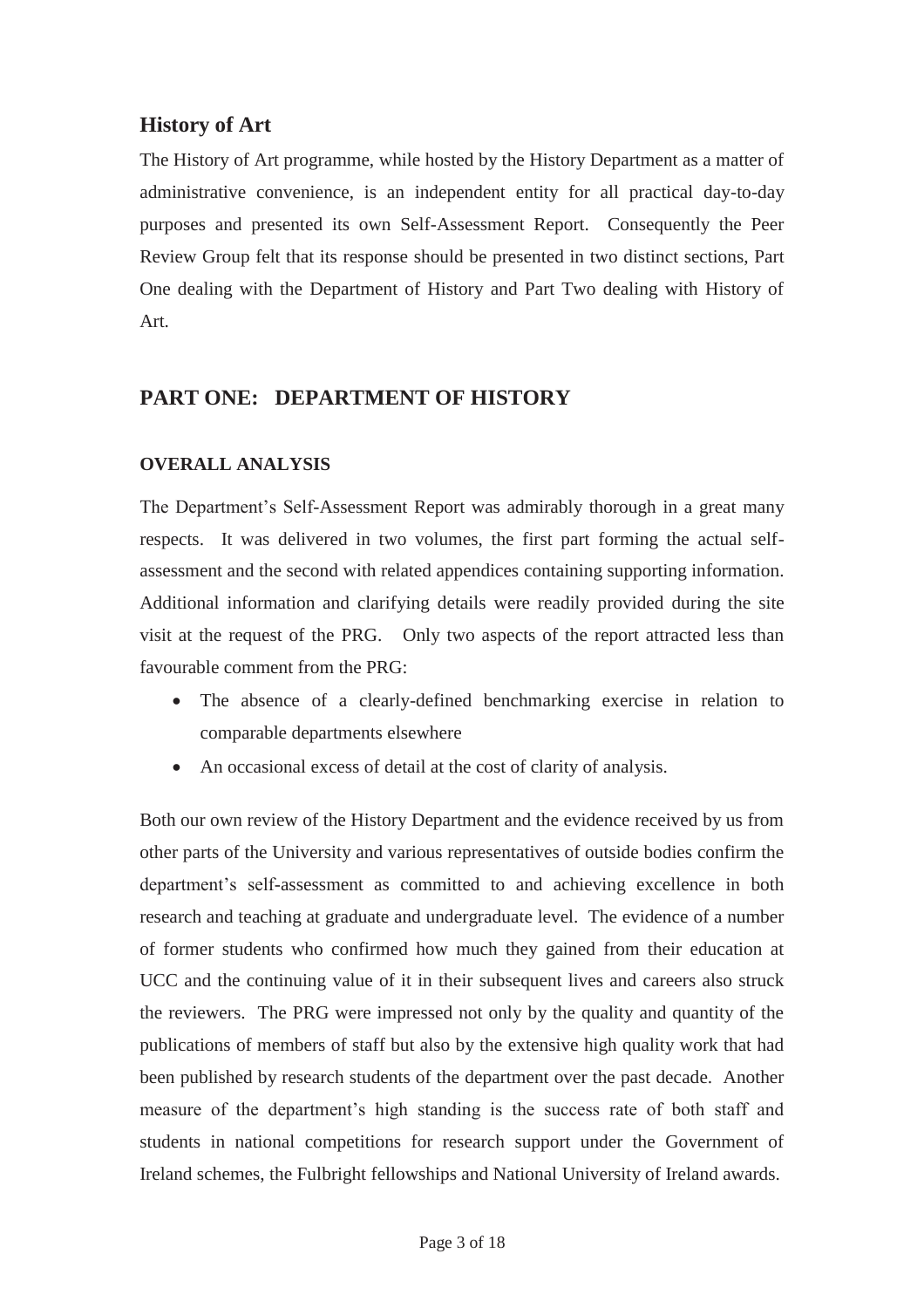## History of Art

The History of Art programme, while hosted by the History Department as a matter of administrative convenience, is an independent entity for all practical day-to-day purposes and presented its own Self-Assessment Report. Consequently the Peer Review Group felt that its response should be presented in two distinct sections, Part One dealing with the Department of History and Part Two dealing with History of Art.

## PART ONE: DEPARTMENT OF HISTORY

### OVERALL ANALYSIS

The Department's Self-Assessment Report was admirably thorough in a great many respects. It was delivered in two volumes, the first part forming the actual self-assessment and the second with related appendices containing supporting information. Additional information and clarifying details were readily provided during the site visit at the request of the PRG. Only two aspects of the report attracted less than favourable comment from the PRG:

- The absence of a clearly-defined benchmarking exercise in relation to comparable departments elsewhere
- An occasional excess of detail at the cost of clarity of analysis.

Both our own review of the History Department and the evidence received by us from other parts of the University and various representatives of outside bodies confirm the department's self-assessment as committed to and achieving excellence in both research and teaching at graduate and undergraduate level. The evidence of a number of former students who confirmed how much they gained from their education at UCC and the continuing value of it in their subsequent lives and careers also struck the reviewers. The PRG were impressed not only by the quality and quantity of the publications of members of staff but also by the extensive high quality work that had been published by research students of the department over the past decade. Another measure of the department's high standing is the success rate of both staff and students in national competitions for research support under the Government of Ireland schemes, the Fulbright fellowships and National University of Ireland awards.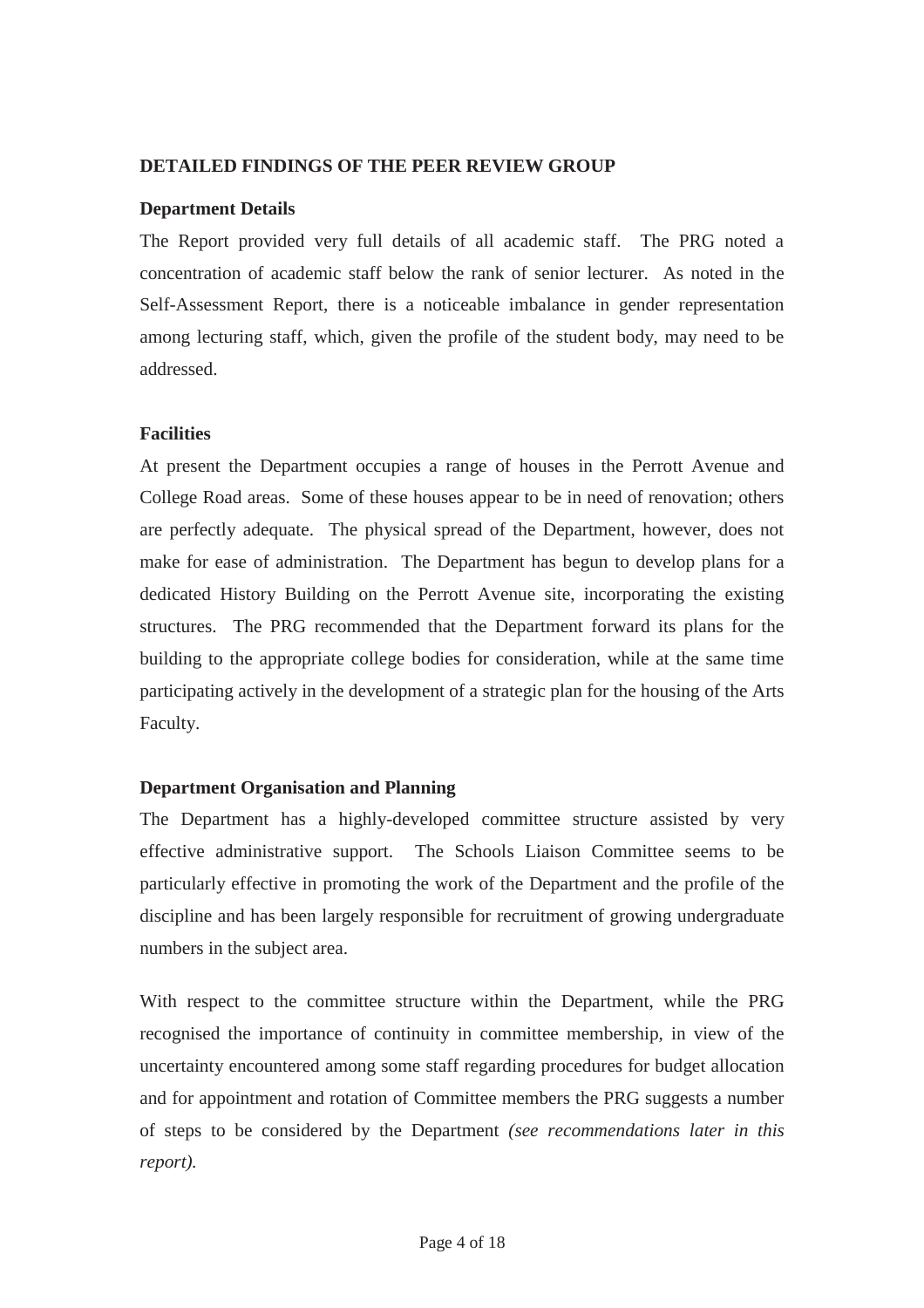**DETAILED FINDINGS OF THE PEER REVIEW GROUP**

**Department Details**

The Report provided very full details of all academic staff. The PRG noted a concentration of academic staff below the rank of senior lecturer. As noted in the Self-Assessment Report, there is a noticeable imbalance in gender representation among lecturing staff, which, given the profile of the student body, may need to be addressed.

**Facilities**

At present the Department occupies a range of houses in the Perrott Avenue and College Road areas. Some of these houses appear to be in need of renovation; others are perfectly adequate. The physical spread of the Department, however, does not make for ease of administration. The Department has begun to develop plans for a dedicated History Building on the Perrott Avenue site, incorporating the existing structures. The PRG recommended that the Department forward its plans for the building to the appropriate college bodies for consideration, while at the same time participating actively in the development of a strategic plan for the housing of the Arts Faculty.

**Department Organisation and Planning**

The Department has a highly-developed committee structure assisted by very effective administrative support. The Schools Liaison Committee seems to be particularly effective in promoting the work of the Department and the profile of the discipline and has been largely responsible for recruitment of growing undergraduate numbers in the subject area.

With respect to the committee structure within the Department, while the PRG recognised the importance of continuity in committee membership, in view of the uncertainty encountered among some staff regarding procedures for budget allocation and for appointment and rotation of Committee members the PRG suggests a number of steps to be considered by the Department *(see recommendations later in this report).*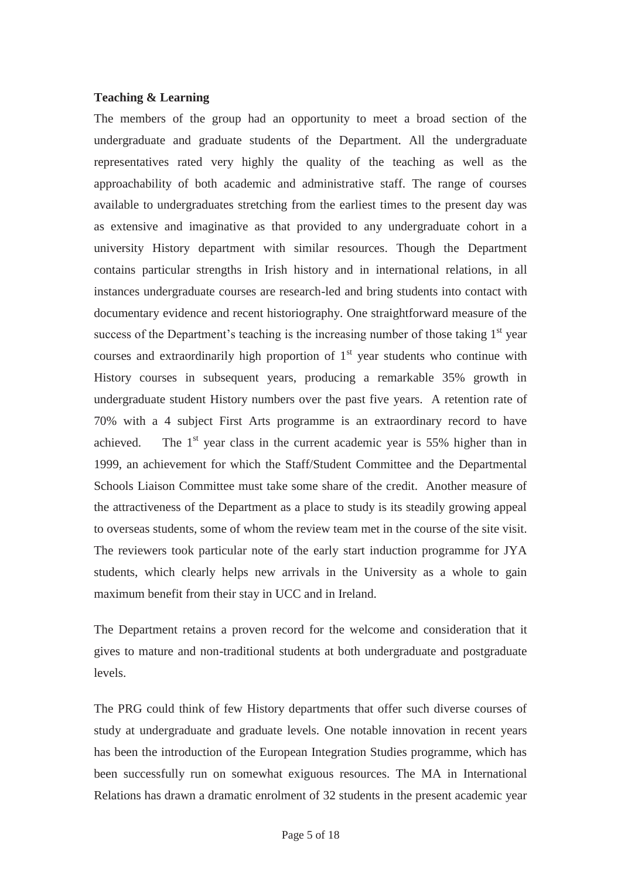**Teaching & Learning**

The members of the group had an opportunity to meet a broad section of the undergraduate and graduate students of the Department. All the undergraduate representatives rated very highly the quality of the teaching as well as the approachability of both academic and administrative staff. The range of courses available to undergraduates stretching from the earliest times to the present day was as extensive and imaginative as that provided to any undergraduate cohort in a university History department with similar resources. Though the Department contains particular strengths in Irish history and in international relations, in all instances undergraduate courses are research-led and bring students into contact with documentary evidence and recent historiography. One straightforward measure of the success of the Department's teaching is the increasing number of those taking 1st year courses and extraordinarily high proportion of 1st year students who continue with History courses in subsequent years, producing a remarkable 35% growth in undergraduate student History numbers over the past five years. A retention rate of 70% with a 4 subject First Arts programme is an extraordinary record to have achieved. The 1st year class in the current academic year is 55% higher than in 1999, an achievement for which the Staff/Student Committee and the Departmental Schools Liaison Committee must take some share of the credit. Another measure of the attractiveness of the Department as a place to study is its steadily growing appeal to overseas students, some of whom the review team met in the course of the site visit. The reviewers took particular note of the early start induction programme for JYA students, which clearly helps new arrivals in the University as a whole to gain maximum benefit from their stay in UCC and in Ireland.

The Department retains a proven record for the welcome and consideration that it gives to mature and non-traditional students at both undergraduate and postgraduate levels.

The PRG could think of few History departments that offer such diverse courses of study at undergraduate and graduate levels. One notable innovation in recent years has been the introduction of the European Integration Studies programme, which has been successfully run on somewhat exiguous resources. The MA in International Relations has drawn a dramatic enrolment of 32 students in the present academic year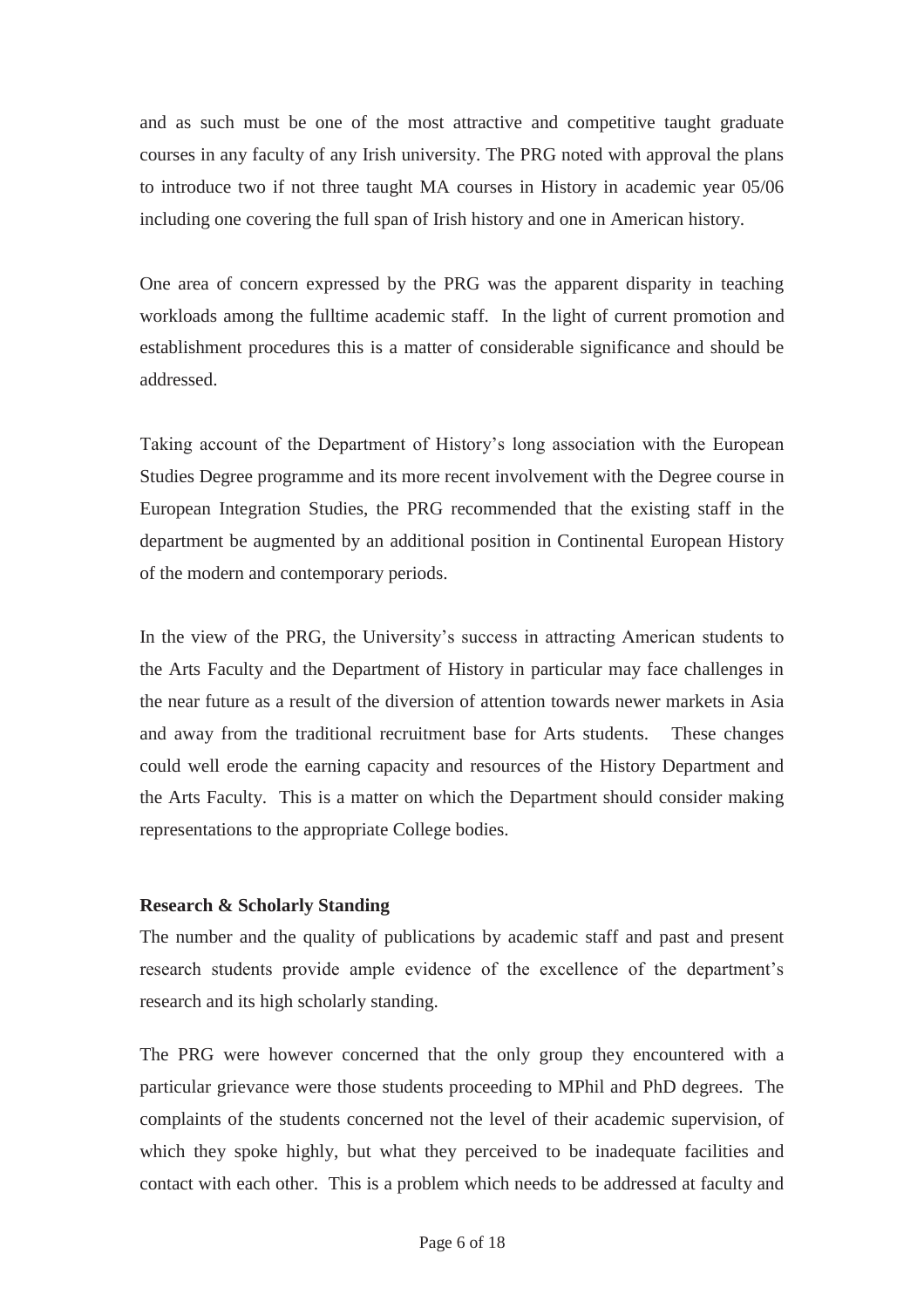and as such must be one of the most attractive and competitive taught graduate courses in any faculty of any Irish university. The PRG noted with approval the plans to introduce two if not three taught MA courses in History in academic year 05/06 including one covering the full span of Irish history and one in American history.

One area of concern expressed by the PRG was the apparent disparity in teaching workloads among the fulltime academic staff. In the light of current promotion and establishment procedures this is a matter of considerable significance and should be addressed.

Taking account of the Department of History's long association with the European Studies Degree programme and its more recent involvement with the Degree course in European Integration Studies, the PRG recommended that the existing staff in the department be augmented by an additional position in Continental European History of the modern and contemporary periods.

In the view of the PRG, the University's success in attracting American students to the Arts Faculty and the Department of History in particular may face challenges in the near future as a result of the diversion of attention towards newer markets in Asia and away from the traditional recruitment base for Arts students. These changes could well erode the earning capacity and resources of the History Department and the Arts Faculty. This is a matter on which the Department should consider making representations to the appropriate College bodies.

**Research & Scholarly Standing**

The number and the quality of publications by academic staff and past and present research students provide ample evidence of the excellence of the department's research and its high scholarly standing.

The PRG were however concerned that the only group they encountered with a particular grievance were those students proceeding to MPhil and PhD degrees. The complaints of the students concerned not the level of their academic supervision, of which they spoke highly, but what they perceived to be inadequate facilities and contact with each other. This is a problem which needs to be addressed at faculty and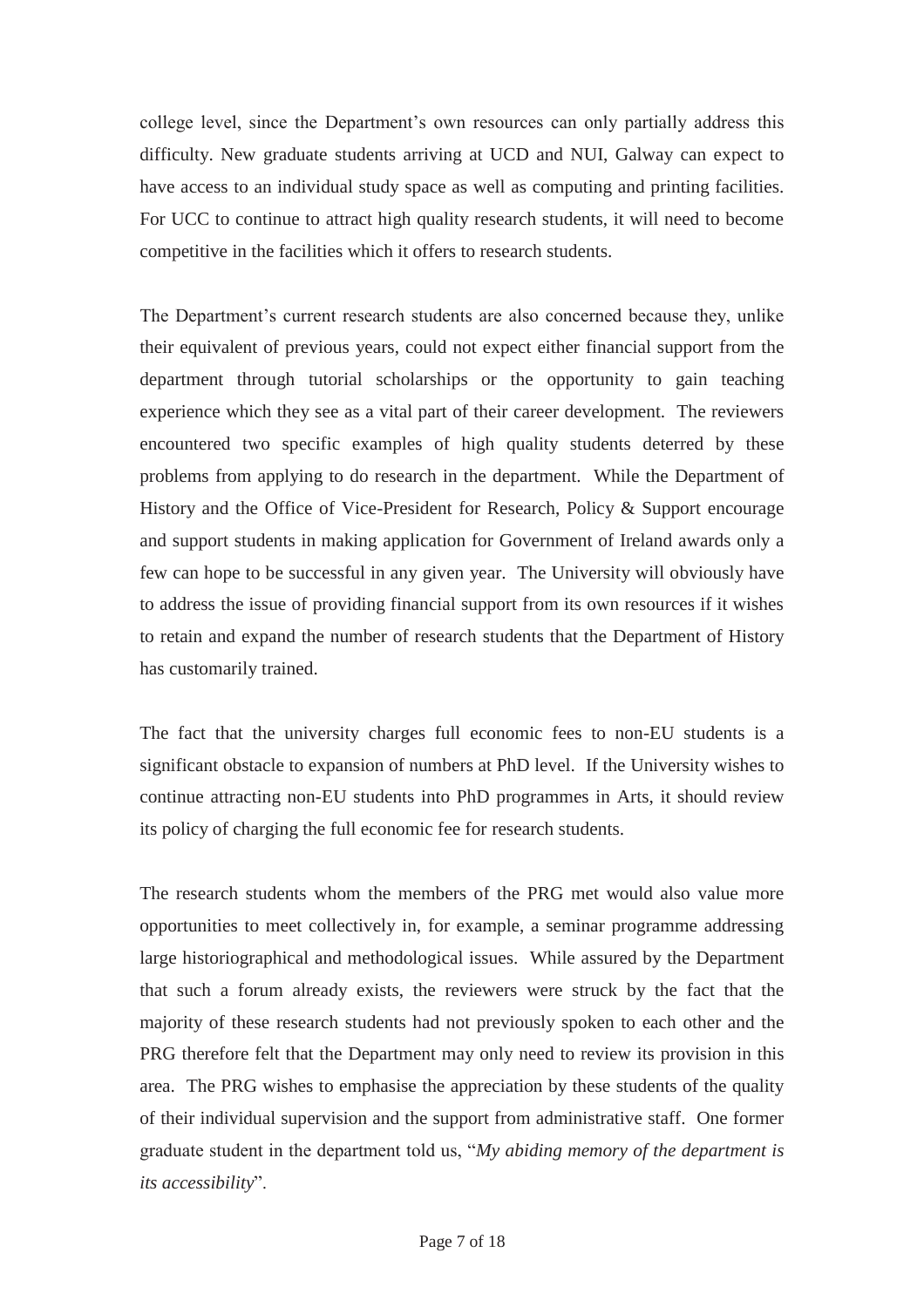college level, since the Department's own resources can only partially address this difficulty. New graduate students arriving at UCD and NUI, Galway can expect to have access to an individual study space as well as computing and printing facilities. For UCC to continue to attract high quality research students, it will need to become competitive in the facilities which it offers to research students.

The Department's current research students are also concerned because they, unlike their equivalent of previous years, could not expect either financial support from the department through tutorial scholarships or the opportunity to gain teaching experience which they see as a vital part of their career development. The reviewers encountered two specific examples of high quality students deterred by these problems from applying to do research in the department. While the Department of History and the Office of Vice-President for Research, Policy & Support encourage and support students in making application for Government of Ireland awards only a few can hope to be successful in any given year. The University will obviously have to address the issue of providing financial support from its own resources if it wishes to retain and expand the number of research students that the Department of History has customarily trained.

The fact that the university charges full economic fees to non-EU students is a significant obstacle to expansion of numbers at PhD level. If the University wishes to continue attracting non-EU students into PhD programmes in Arts, it should review its policy of charging the full economic fee for research students.

The research students whom the members of the PRG met would also value more opportunities to meet collectively in, for example, a seminar programme addressing large historiographical and methodological issues. While assured by the Department that such a forum already exists, the reviewers were struck by the fact that the majority of these research students had not previously spoken to each other and the PRG therefore felt that the Department may only need to review its provision in this area. The PRG wishes to emphasise the appreciation by these students of the quality of their individual supervision and the support from administrative staff. One former graduate student in the department told us, "*My abiding memory of the department is its accessibility*".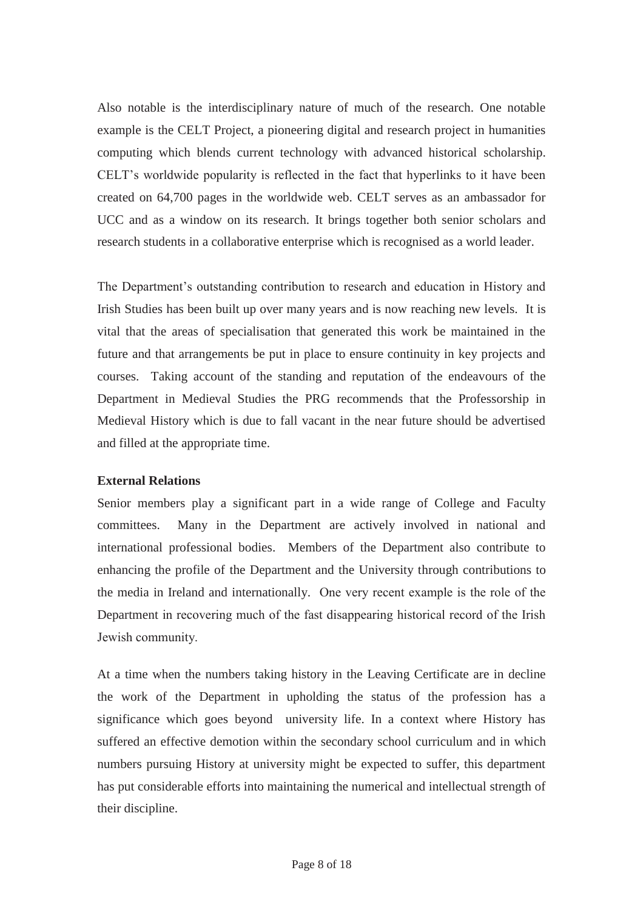Also notable is the interdisciplinary nature of much of the research. One notable example is the CELT Project, a pioneering digital and research project in humanities computing which blends current technology with advanced historical scholarship. CELT's worldwide popularity is reflected in the fact that hyperlinks to it have been created on 64,700 pages in the worldwide web. CELT serves as an ambassador for UCC and as a window on its research. It brings together both senior scholars and research students in a collaborative enterprise which is recognised as a world leader.

The Department's outstanding contribution to research and education in History and Irish Studies has been built up over many years and is now reaching new levels. It is vital that the areas of specialisation that generated this work be maintained in the future and that arrangements be put in place to ensure continuity in key projects and courses. Taking account of the standing and reputation of the endeavours of the Department in Medieval Studies the PRG recommends that the Professorship in Medieval History which is due to fall vacant in the near future should be advertised and filled at the appropriate time.

**External Relations**

Senior members play a significant part in a wide range of College and Faculty committees. Many in the Department are actively involved in national and international professional bodies. Members of the Department also contribute to enhancing the profile of the Department and the University through contributions to the media in Ireland and internationally. One very recent example is the role of the Department in recovering much of the fast disappearing historical record of the Irish Jewish community.

At a time when the numbers taking history in the Leaving Certificate are in decline the work of the Department in upholding the status of the profession has a significance which goes beyond university life. In a context where History has suffered an effective demotion within the secondary school curriculum and in which numbers pursuing History at university might be expected to suffer, this department has put considerable efforts into maintaining the numerical and intellectual strength of their discipline.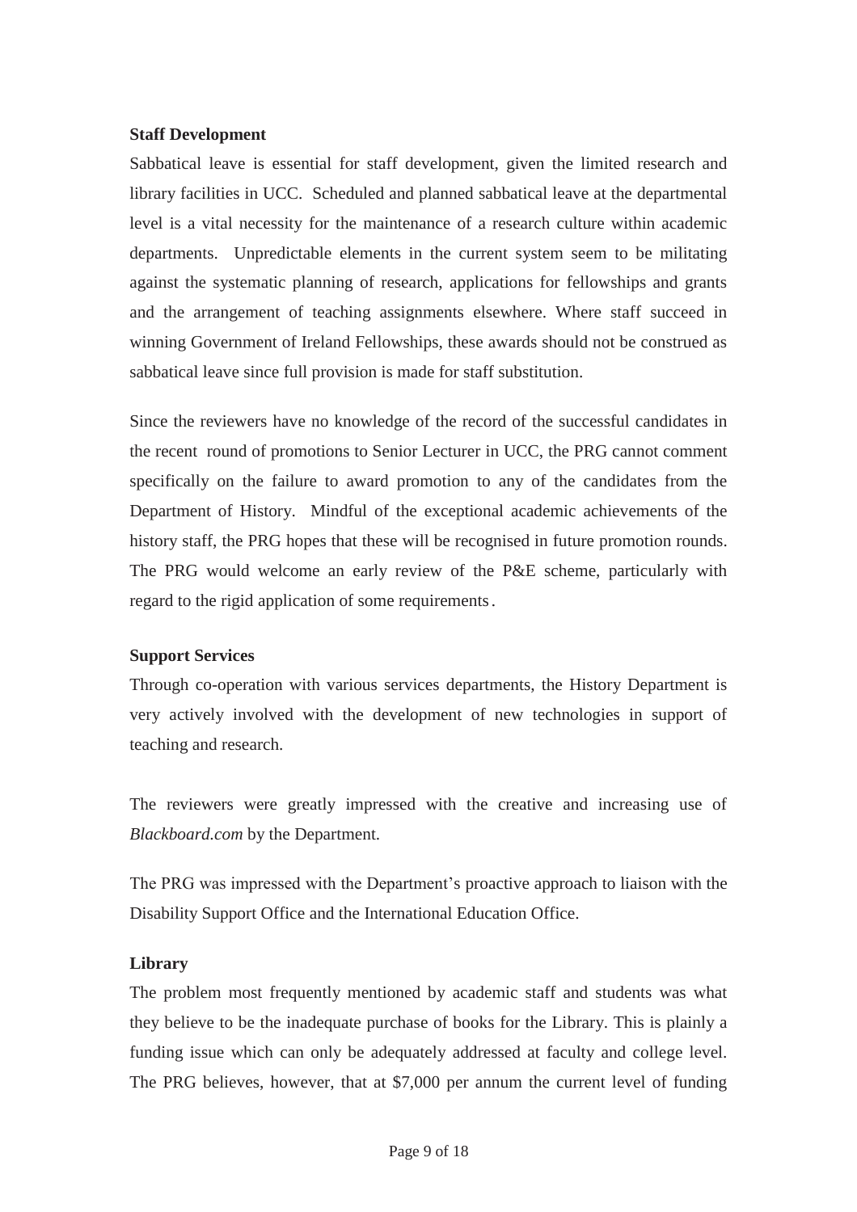**Staff Development**

Sabbatical leave is essential for staff development, given the limited research and library facilities in UCC. Scheduled and planned sabbatical leave at the departmental level is a vital necessity for the maintenance of a research culture within academic departments. Unpredictable elements in the current system seem to be militating against the systematic planning of research, applications for fellowships and grants and the arrangement of teaching assignments elsewhere. Where staff succeed in winning Government of Ireland Fellowships, these awards should not be construed as sabbatical leave since full provision is made for staff substitution.

Since the reviewers have no knowledge of the record of the successful candidates in the recent round of promotions to Senior Lecturer in UCC, the PRG cannot comment specifically on the failure to award promotion to any of the candidates from the Department of History. Mindful of the exceptional academic achievements of the history staff, the PRG hopes that these will be recognised in future promotion rounds. The PRG would welcome an early review of the P&E scheme, particularly with regard to the rigid application of some requirements.

**Support Services**

Through co-operation with various services departments, the History Department is very actively involved with the development of new technologies in support of teaching and research.

The reviewers were greatly impressed with the creative and increasing use of *Blackboard.com* by the Department.

The PRG was impressed with the Department's proactive approach to liaison with the Disability Support Office and the International Education Office.

**Library**

The problem most frequently mentioned by academic staff and students was what they believe to be the inadequate purchase of books for the Library. This is plainly a funding issue which can only be adequately addressed at faculty and college level. The PRG believes, however, that at $7,000 per annum the current level of funding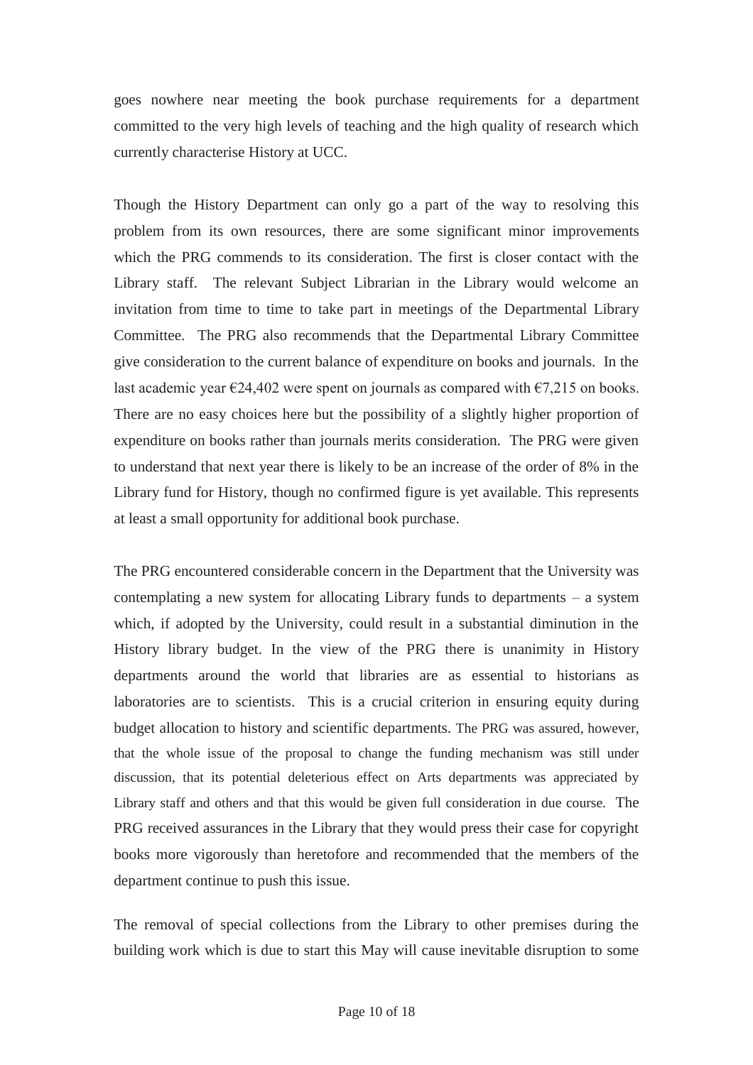goes nowhere near meeting the book purchase requirements for a department committed to the very high levels of teaching and the high quality of research which currently characterise History at UCC.

Though the History Department can only go a part of the way to resolving this problem from its own resources, there are some significant minor improvements which the PRG commends to its consideration. The first is closer contact with the Library staff. The relevant Subject Librarian in the Library would welcome an invitation from time to time to take part in meetings of the Departmental Library Committee. The PRG also recommends that the Departmental Library Committee give consideration to the current balance of expenditure on books and journals. In the last academic year €24,402 were spent on journals as compared with €7,215 on books. There are no easy choices here but the possibility of a slightly higher proportion of expenditure on books rather than journals merits consideration. The PRG were given to understand that next year there is likely to be an increase of the order of 8% in the Library fund for History, though no confirmed figure is yet available. This represents at least a small opportunity for additional book purchase.

The PRG encountered considerable concern in the Department that the University was contemplating a new system for allocating Library funds to departments – a system which, if adopted by the University, could result in a substantial diminution in the History library budget. In the view of the PRG there is unanimity in History departments around the world that libraries are as essential to historians as laboratories are to scientists. This is a crucial criterion in ensuring equity during budget allocation to history and scientific departments. The PRG was assured, however, that the whole issue of the proposal to change the funding mechanism was still under discussion, that its potential deleterious effect on Arts departments was appreciated by Library staff and others and that this would be given full consideration in due course. The PRG received assurances in the Library that they would press their case for copyright books more vigorously than heretofore and recommended that the members of the department continue to push this issue.

The removal of special collections from the Library to other premises during the building work which is due to start this May will cause inevitable disruption to some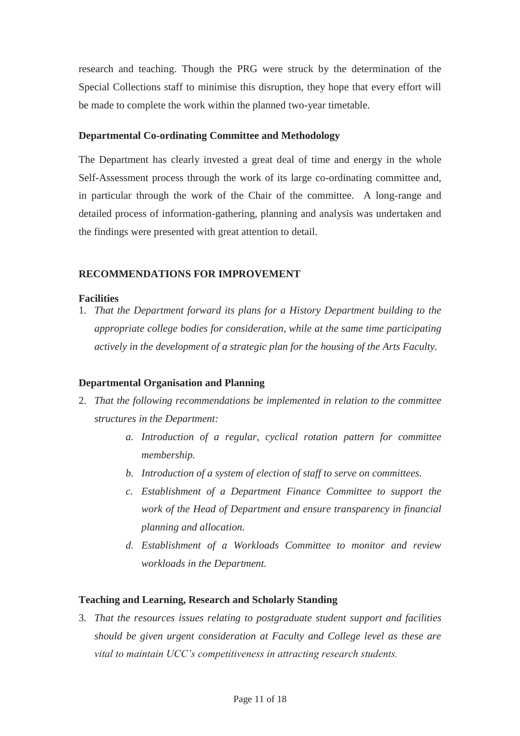research and teaching. Though the PRG were struck by the determination of the Special Collections staff to minimise this disruption, they hope that every effort will be made to complete the work within the planned two-year timetable.

**Departmental Co-ordinating Committee and Methodology**

The Department has clearly invested a great deal of time and energy in the whole Self-Assessment process through the work of its large co-ordinating committee and, in particular through the work of the Chair of the committee. A long-range and detailed process of information-gathering, planning and analysis was undertaken and the findings were presented with great attention to detail.

## RECOMMENDATIONS FOR IMPROVEMENT

**Facilities**

1. *That the Department forward its plans for a History Department building to the appropriate college bodies for consideration, while at the same time participating actively in the development of a strategic plan for the housing of the Arts Faculty.*

**Departmental Organisation and Planning**

2. *That the following recommendations be implemented in relation to the committee structures in the Department:*
    a. *Introduction of a regular, cyclical rotation pattern for committee membership.*
    b. *Introduction of a system of election of staff to serve on committees.*
    c. *Establishment of a Department Finance Committee to support the work of the Head of Department and ensure transparency in financial planning and allocation.*
    d. *Establishment of a Workloads Committee to monitor and review workloads in the Department.*

**Teaching and Learning, Research and Scholarly Standing**

3. *That the resources issues relating to postgraduate student support and facilities should be given urgent consideration at Faculty and College level as these are vital to maintain UCC's competitiveness in attracting research students.*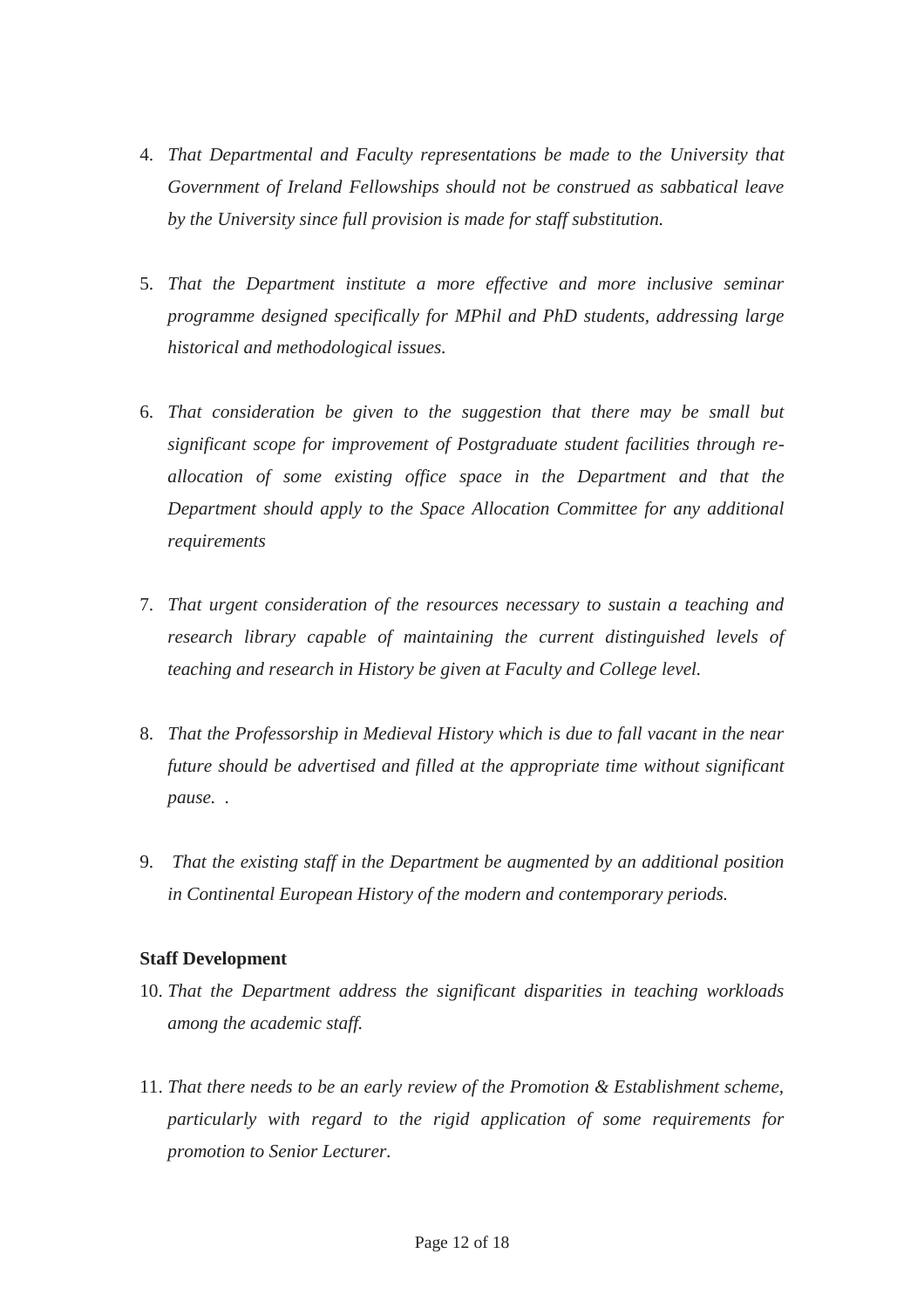4. *That Departmental and Faculty representations be made to the University that Government of Ireland Fellowships should not be construed as sabbatical leave by the University since full provision is made for staff substitution.*

5. *That the Department institute a more effective and more inclusive seminar programme designed specifically for MPhil and PhD students, addressing large historical and methodological issues.*

6. *That consideration be given to the suggestion that there may be small but significant scope for improvement of Postgraduate student facilities through re-allocation of some existing office space in the Department and that the Department should apply to the Space Allocation Committee for any additional requirements*

7. *That urgent consideration of the resources necessary to sustain a teaching and research library capable of maintaining the current distinguished levels of teaching and research in History be given at Faculty and College level.*

8. *That the Professorship in Medieval History which is due to fall vacant in the near future should be advertised and filled at the appropriate time without significant pause. .*

9. *That the existing staff in the Department be augmented by an additional position in Continental European History of the modern and contemporary periods.*

**Staff Development**

10. *That the Department address the significant disparities in teaching workloads among the academic staff.*

11. *That there needs to be an early review of the Promotion & Establishment scheme, particularly with regard to the rigid application of some requirements for promotion to Senior Lecturer.*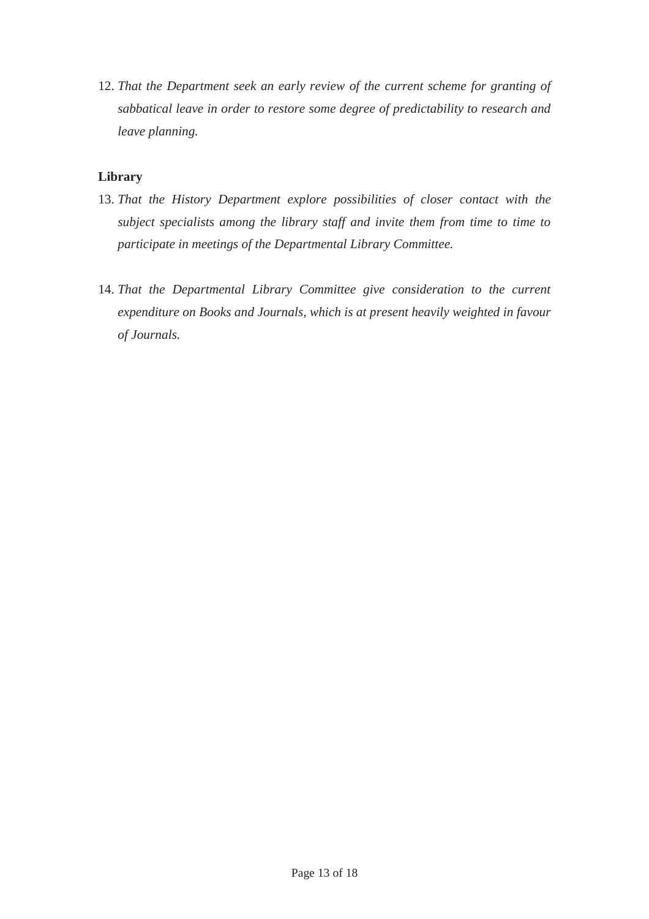12. *That the Department seek an early review of the current scheme for granting of sabbatical leave in order to restore some degree of predictability to research and leave planning.*

**Library**

13. *That the History Department explore possibilities of closer contact with the subject specialists among the library staff and invite them from time to time to participate in meetings of the Departmental Library Committee.*

14. *That the Departmental Library Committee give consideration to the current expenditure on Books and Journals, which is at present heavily weighted in favour of Journals.*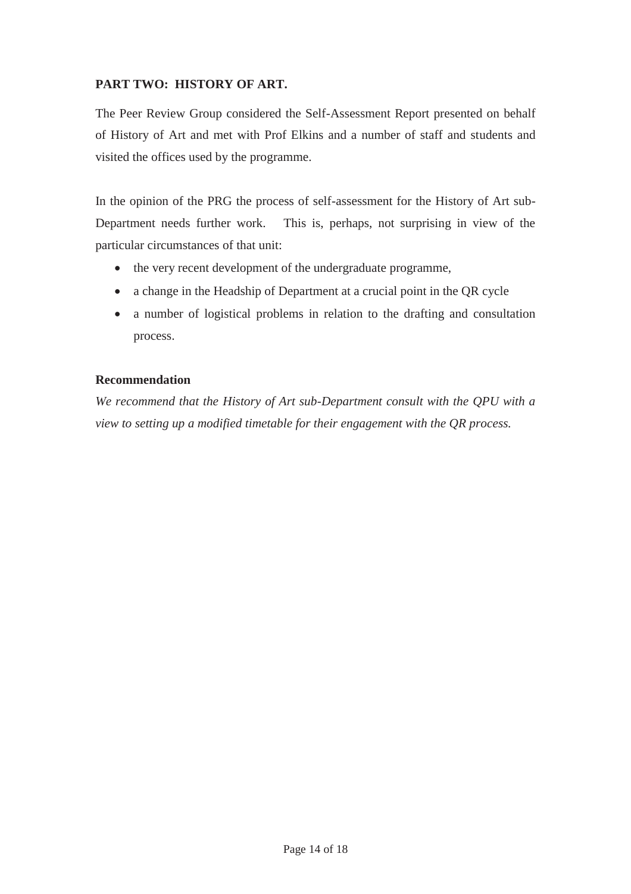## PART TWO: HISTORY OF ART.

The Peer Review Group considered the Self-Assessment Report presented on behalf of History of Art and met with Prof Elkins and a number of staff and students and visited the offices used by the programme.

In the opinion of the PRG the process of self-assessment for the History of Art sub-Department needs further work. This is, perhaps, not surprising in view of the particular circumstances of that unit:

- the very recent development of the undergraduate programme,
- a change in the Headship of Department at a crucial point in the QR cycle
- a number of logistical problems in relation to the drafting and consultation process.

**Recommendation**

*We recommend that the History of Art sub-Department consult with the QPU with a view to setting up a modified timetable for their engagement with the QR process.*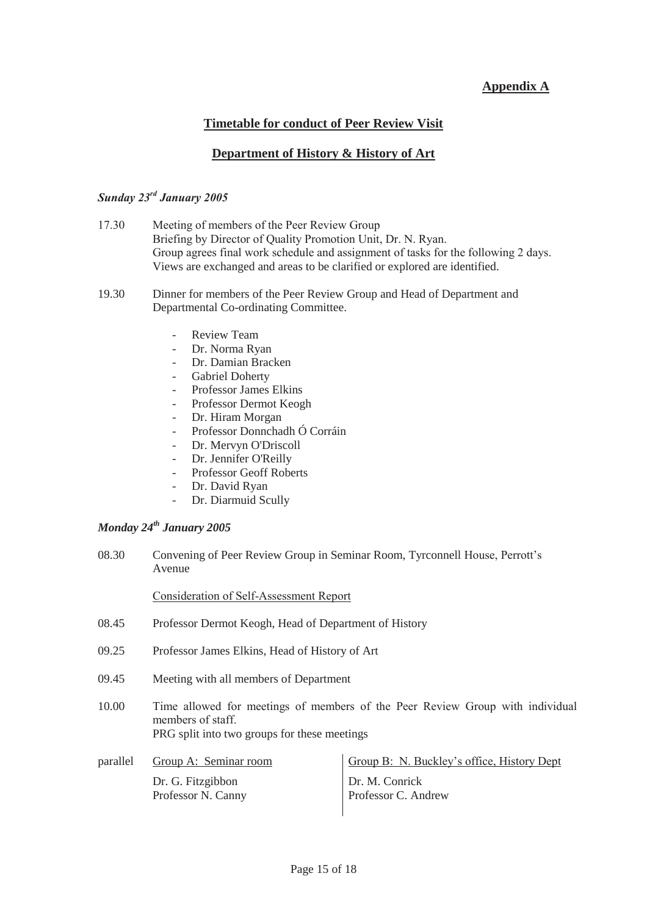**Appendix A**

## Timetable for conduct of Peer Review Visit

## Department of History & History of Art

***Sunday 23rd January 2005***

17.30 Meeting of members of the Peer Review Group
Briefing by Director of Quality Promotion Unit, Dr. N. Ryan.
Group agrees final work schedule and assignment of tasks for the following 2 days.
Views are exchanged and areas to be clarified or explored are identified.

19.30 Dinner for members of the Peer Review Group and Head of Department and Departmental Co-ordinating Committee.

- Review Team
- Dr. Norma Ryan
- Dr. Damian Bracken
- Gabriel Doherty
- Professor James Elkins
- Professor Dermot Keogh
- Dr. Hiram Morgan
- Professor Donnchadh Ó Corráin
- Dr. Mervyn O'Driscoll
- Dr. Jennifer O'Reilly
- Professor Geoff Roberts
- Dr. David Ryan
- Dr. Diarmuid Scully

***Monday 24th January 2005***

08.30 Convening of Peer Review Group in Seminar Room, Tyrconnell House, Perrott's Avenue

Consideration of Self-Assessment Report

08.45 Professor Dermot Keogh, Head of Department of History

09.25 Professor James Elkins, Head of History of Art

09.45 Meeting with all members of Department

10.00 Time allowed for meetings of members of the Peer Review Group with individual members of staff.
PRG split into two groups for these meetings

| | Group A: Seminar room | Group B: N. Buckley's office, History Dept |
|---|---|---|
| parallel | Dr. G. Fitzgibbon<br>Professor N. Canny | Dr. M. Conrick<br>Professor C. Andrew |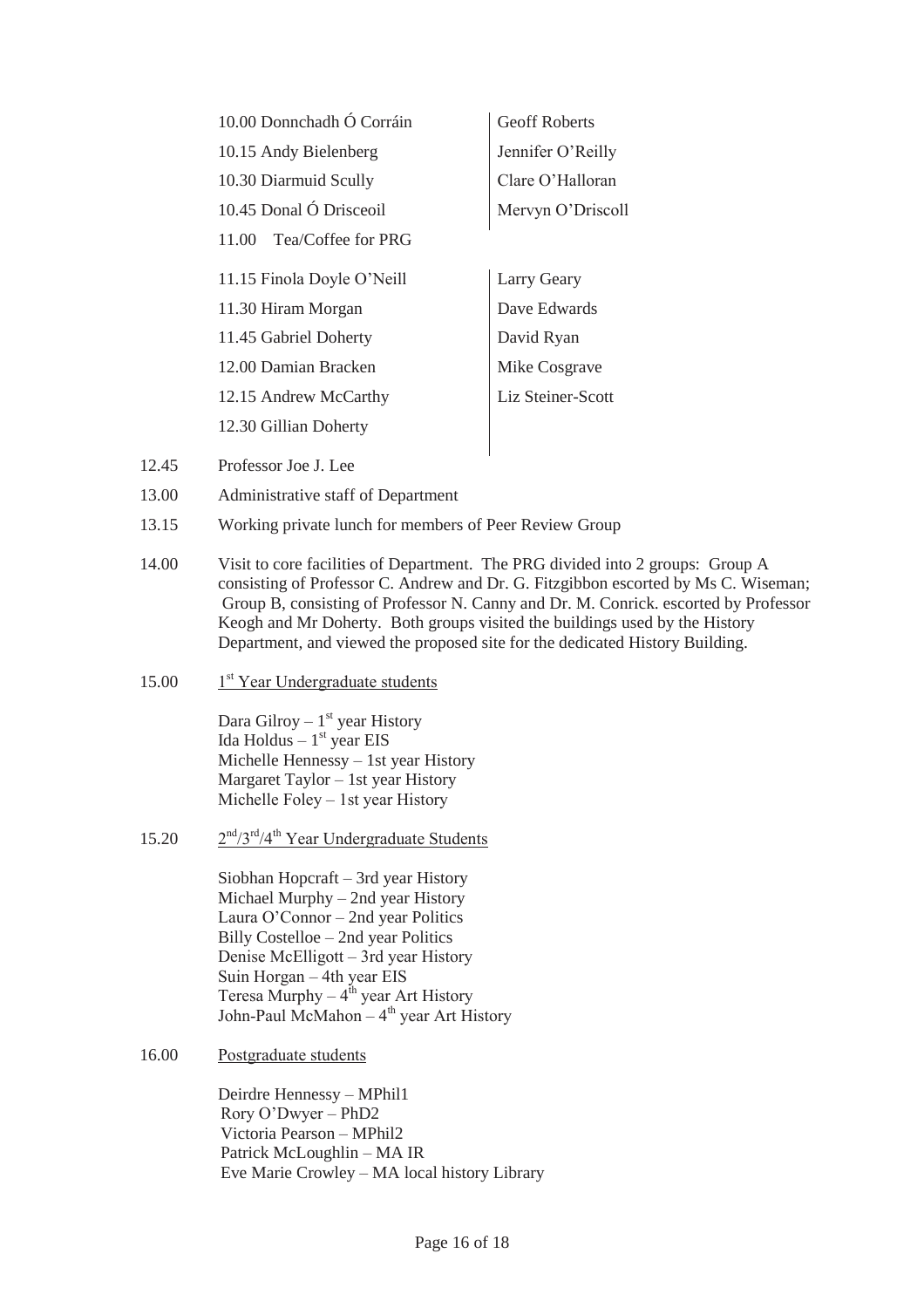| | | |
|---|---|---|
| | 10.00 Donnchadh Ó Corráin | Geoff Roberts |
| | 10.15 Andy Bielenberg | Jennifer O'Reilly |
| | 10.30 Diarmuid Scully | Clare O'Halloran |
| | 10.45 Donal Ó Drisceoil | Mervyn O'Driscoll |
| | 11.00 Tea/Coffee for PRG | |
| | 11.15 Finola Doyle O'Neill | Larry Geary |
| | 11.30 Hiram Morgan | Dave Edwards |
| | 11.45 Gabriel Doherty | David Ryan |
| | 12.00 Damian Bracken | Mike Cosgrave |
| | 12.15 Andrew McCarthy | Liz Steiner-Scott |
| | 12.30 Gillian Doherty | |
| 12.45 | Professor Joe J. Lee | |
| 13.00 | Administrative staff of Department | |
| 13.15 | Working private lunch for members of Peer Review Group | |

14.00 Visit to core facilities of Department. The PRG divided into 2 groups: Group A consisting of Professor C. Andrew and Dr. G. Fitzgibbon escorted by Ms C. Wiseman; Group B, consisting of Professor N. Canny and Dr. M. Conrick. escorted by Professor Keogh and Mr Doherty. Both groups visited the buildings used by the History Department, and viewed the proposed site for the dedicated History Building.

15.00 1st Year Undergraduate students

- Dara Gilroy – 1st year History
- Ida Holdus – 1st year EIS
- Michelle Hennessy – 1st year History
- Margaret Taylor – 1st year History
- Michelle Foley – 1st year History

15.20 2nd/3rd/4th Year Undergraduate Students

- Siobhan Hopcraft – 3rd year History
- Michael Murphy – 2nd year History
- Laura O'Connor – 2nd year Politics
- Billy Costelloe – 2nd year Politics
- Denise McElligott – 3rd year History
- Suin Horgan – 4th year EIS
- Teresa Murphy – 4th year Art History
- John-Paul McMahon – 4th year Art History

16.00 Postgraduate students

- Deirdre Hennessy – MPhil1
- Rory O'Dwyer – PhD2
- Victoria Pearson – MPhil2
- Patrick McLoughlin – MA IR
- Eve Marie Crowley – MA local history Library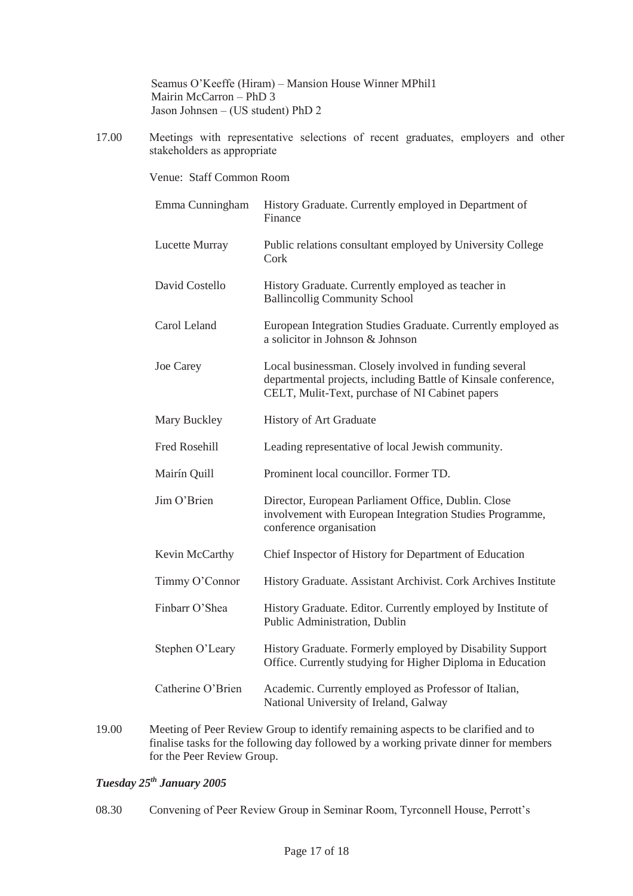Seamus O'Keeffe (Hiram) – Mansion House Winner MPhil1
Mairin McCarron – PhD 3
Jason Johnsen – (US student) PhD 2

17.00 Meetings with representative selections of recent graduates, employers and other stakeholders as appropriate

Venue: Staff Common Room

| | |
|---|---|
| Emma Cunningham | History Graduate. Currently employed in Department of Finance |
| Lucette Murray | Public relations consultant employed by University College Cork |
| David Costello | History Graduate. Currently employed as teacher in Ballincollig Community School |
| Carol Leland | European Integration Studies Graduate. Currently employed as a solicitor in Johnson & Johnson |
| Joe Carey | Local businessman. Closely involved in funding several departmental projects, including Battle of Kinsale conference, CELT, Mulit-Text, purchase of NI Cabinet papers |
| Mary Buckley | History of Art Graduate |
| Fred Rosehill | Leading representative of local Jewish community. |
| Mairín Quill | Prominent local councillor. Former TD. |
| Jim O'Brien | Director, European Parliament Office, Dublin. Close involvement with European Integration Studies Programme, conference organisation |
| Kevin McCarthy | Chief Inspector of History for Department of Education |
| Timmy O'Connor | History Graduate. Assistant Archivist. Cork Archives Institute |
| Finbarr O'Shea | History Graduate. Editor. Currently employed by Institute of Public Administration, Dublin |
| Stephen O'Leary | History Graduate. Formerly employed by Disability Support Office. Currently studying for Higher Diploma in Education |
| Catherine O'Brien | Academic. Currently employed as Professor of Italian, National University of Ireland, Galway |

19.00 Meeting of Peer Review Group to identify remaining aspects to be clarified and to finalise tasks for the following day followed by a working private dinner for members for the Peer Review Group.

***Tuesday 25th January 2005***

08.30 Convening of Peer Review Group in Seminar Room, Tyrconnell House, Perrott's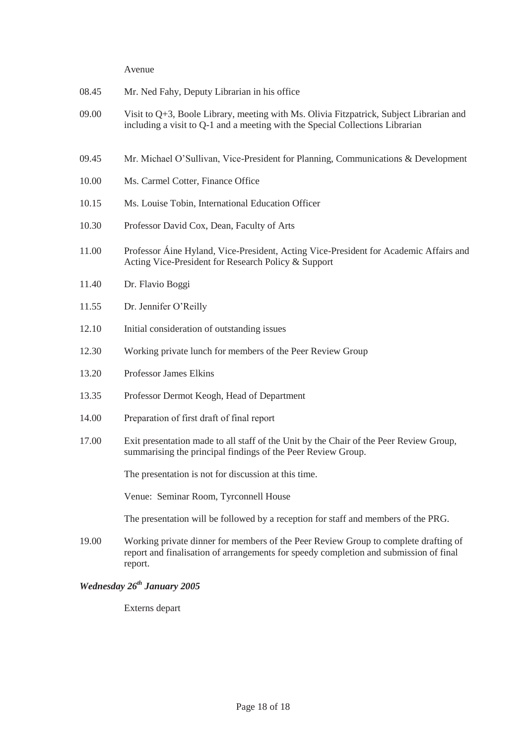Avenue

08.45 Mr. Ned Fahy, Deputy Librarian in his office

09.00 Visit to Q+3, Boole Library, meeting with Ms. Olivia Fitzpatrick, Subject Librarian and including a visit to Q-1 and a meeting with the Special Collections Librarian

09.45 Mr. Michael O'Sullivan, Vice-President for Planning, Communications & Development

10.00 Ms. Carmel Cotter, Finance Office

10.15 Ms. Louise Tobin, International Education Officer

10.30 Professor David Cox, Dean, Faculty of Arts

11.00 Professor Áine Hyland, Vice-President, Acting Vice-President for Academic Affairs and Acting Vice-President for Research Policy & Support

11.40 Dr. Flavio Boggi

11.55 Dr. Jennifer O'Reilly

12.10 Initial consideration of outstanding issues

12.30 Working private lunch for members of the Peer Review Group

13.20 Professor James Elkins

13.35 Professor Dermot Keogh, Head of Department

14.00 Preparation of first draft of final report

17.00 Exit presentation made to all staff of the Unit by the Chair of the Peer Review Group, summarising the principal findings of the Peer Review Group.

The presentation is not for discussion at this time.

Venue: Seminar Room, Tyrconnell House

The presentation will be followed by a reception for staff and members of the PRG.

19.00 Working private dinner for members of the Peer Review Group to complete drafting of report and finalisation of arrangements for speedy completion and submission of final report.

***Wednesday 26th January 2005***

Externs depart